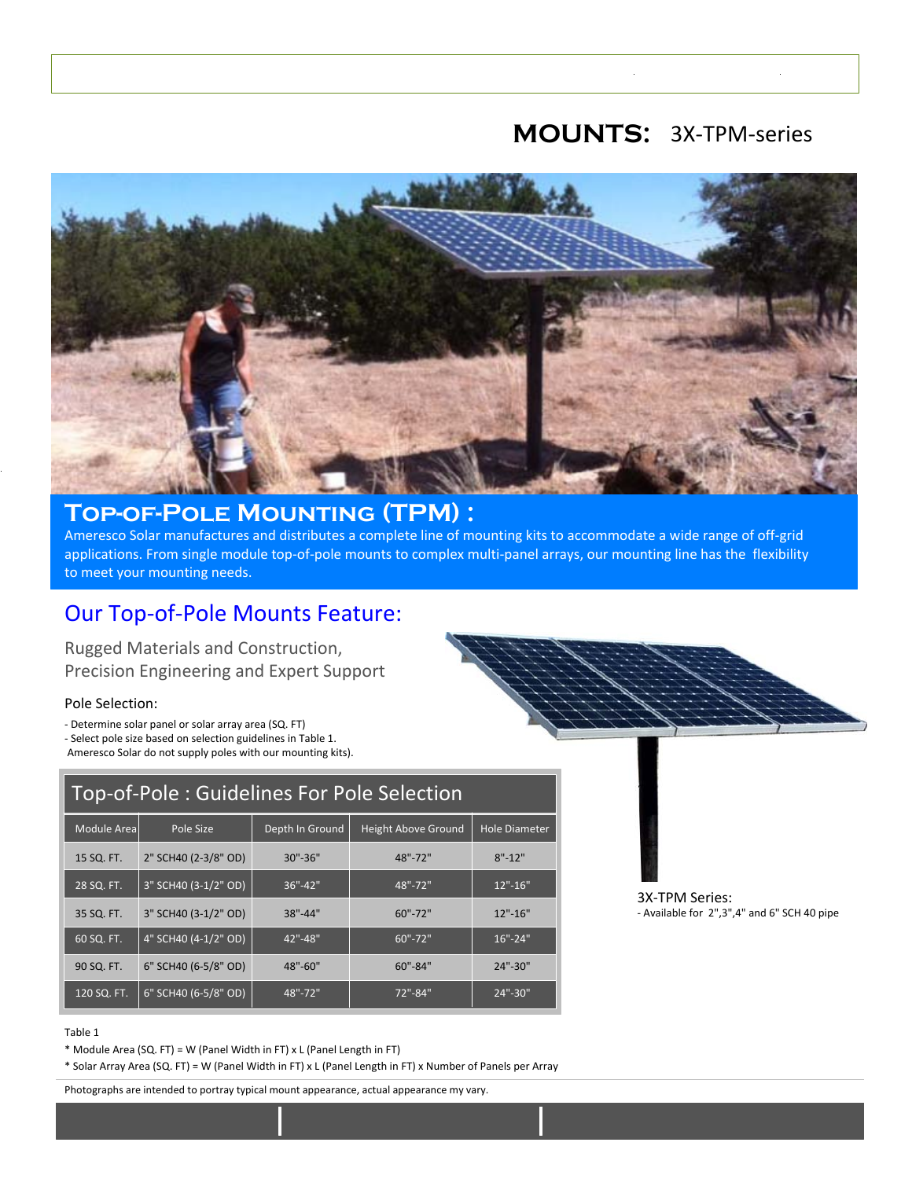# MOUNTS: 3X-TPM-series

## Top-of-Pole Mounting (TPM) :

Ameresco Solar manufactures and distributes a complete line of mounting kits to accommodate a wide range of off-grid applications. From single module top-of-pole mounts to complex multi-panel arrays, our mounting line has the flexibility to meet your mounting needs.

## Our Top-of-Pole Mounts Feature:

Rugged Materials and Construction,
Precision Engineering and Expert Support

Pole Selection:

- Determine solar panel or solar array area (SQ. FT)
- Select pole size based on selection guidelines in Table 1.
 Ameresco Solar do not supply poles with our mounting kits).

### Top-of-Pole : Guidelines For Pole Selection

| Module Area | Pole Size | Depth In Ground | Height Above Ground | Hole Diameter |
|---|---|---|---|---|
| 15 SQ. FT. | 2" SCH40 (2-3/8" OD) | 30"-36" | 48"-72" | 8"-12" |
| 28 SQ. FT. | 3" SCH40 (3-1/2" OD) | 36"-42" | 48"-72" | 12"-16" |
| 35 SQ. FT. | 3" SCH40 (3-1/2" OD) | 38"-44" | 60"-72" | 12"-16" |
| 60 SQ. FT. | 4" SCH40 (4-1/2" OD) | 42"-48" | 60"-72" | 16"-24" |
| 90 SQ. FT. | 6" SCH40 (6-5/8" OD) | 48"-60" | 60"-84" | 24"-30" |
| 120 SQ. FT. | 6" SCH40 (6-5/8" OD) | 48"-72" | 72"-84" | 24"-30" |

Table 1

* Module Area (SQ. FT) = W (Panel Width in FT) x L (Panel Length in FT)
* Solar Array Area (SQ. FT) = W (Panel Width in FT) x L (Panel Length in FT) x Number of Panels per Array

3X-TPM Series:
- Available for 2",3",4" and 6" SCH 40 pipe

Photographs are intended to portray typical mount appearance, actual appearance my vary.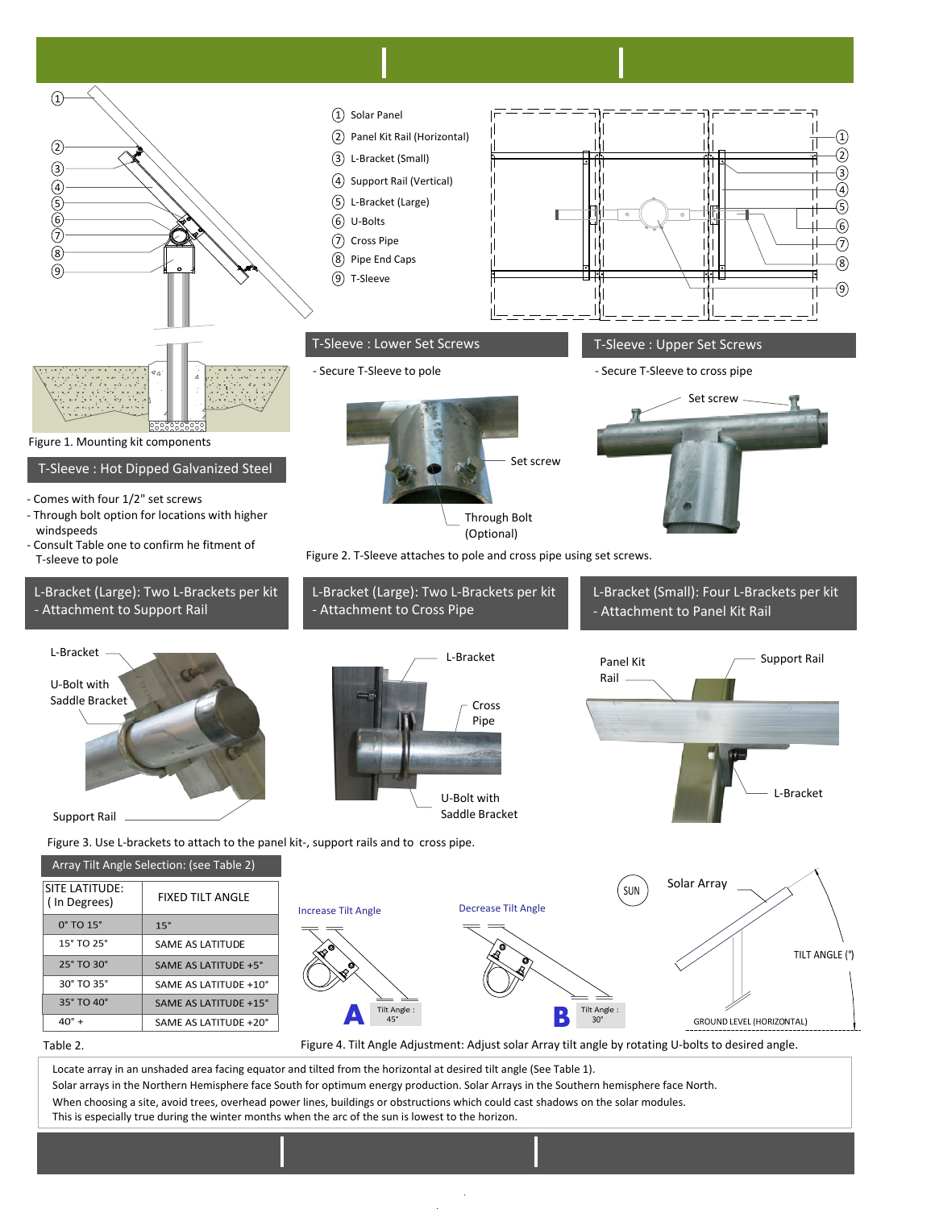1. Solar Panel
2. Panel Kit Rail (Horizontal)
3. L-Bracket (Small)
4. Support Rail (Vertical)
5. L-Bracket (Large)
6. U-Bolts
7. Cross Pipe
8. Pipe End Caps
9. T-Sleeve

Figure 1. Mounting kit components

## T-Sleeve : Hot Dipped Galvanized Steel

- Comes with four 1/2" set screws
- Through bolt option for locations with higher windspeeds
- Consult Table one to confirm he fitment of T-sleeve to pole

## T-Sleeve : Lower Set Screws

- Secure T-Sleeve to pole

Set screw

Through Bolt (Optional)

## T-Sleeve : Upper Set Screws

- Secure T-Sleeve to cross pipe

Set screw

Figure 2. T-Sleeve attaches to pole and cross pipe using set screws.

## L-Bracket (Large): Two L-Brackets per kit - Attachment to Support Rail

L-Bracket

U-Bolt with Saddle Bracket

Support Rail

## L-Bracket (Large): Two L-Brackets per kit - Attachment to Cross Pipe

L-Bracket

Cross Pipe

U-Bolt with Saddle Bracket

## L-Bracket (Small): Four L-Brackets per kit - Attachment to Panel Kit Rail

Panel Kit Rail

Support Rail

L-Bracket

Figure 3. Use L-brackets to attach to the panel kit-, support rails and to cross pipe.

## Array Tilt Angle Selection: (see Table 2)

| SITE LATITUDE: ( In Degrees) | FIXED TILT ANGLE |
|---|---|
| 0° TO 15° | 15° |
| 15° TO 25° | SAME AS LATITUDE |
| 25° TO 30° | SAME AS LATITUDE +5° |
| 30° TO 35° | SAME AS LATITUDE +10° |
| 35° TO 40° | SAME AS LATITUDE +15° |
| 40° + | SAME AS LATITUDE +20° |

Table 2.

Increase Tilt Angle

A Tilt Angle : 45°

Decrease Tilt Angle

B Tilt Angle : 30°

SUN

Solar Array

TILT ANGLE (°)

GROUND LEVEL (HORIZONTAL)

Figure 4. Tilt Angle Adjustment: Adjust solar Array tilt angle by rotating U-bolts to desired angle.

Locate array in an unshaded area facing equator and tilted from the horizontal at desired tilt angle (See Table 1).
Solar arrays in the Northern Hemisphere face South for optimum energy production. Solar Arrays in the Southern hemisphere face North.
When choosing a site, avoid trees, overhead power lines, buildings or obstructions which could cast shadows on the solar modules.
This is especially true during the winter months when the arc of the sun is lowest to the horizon.